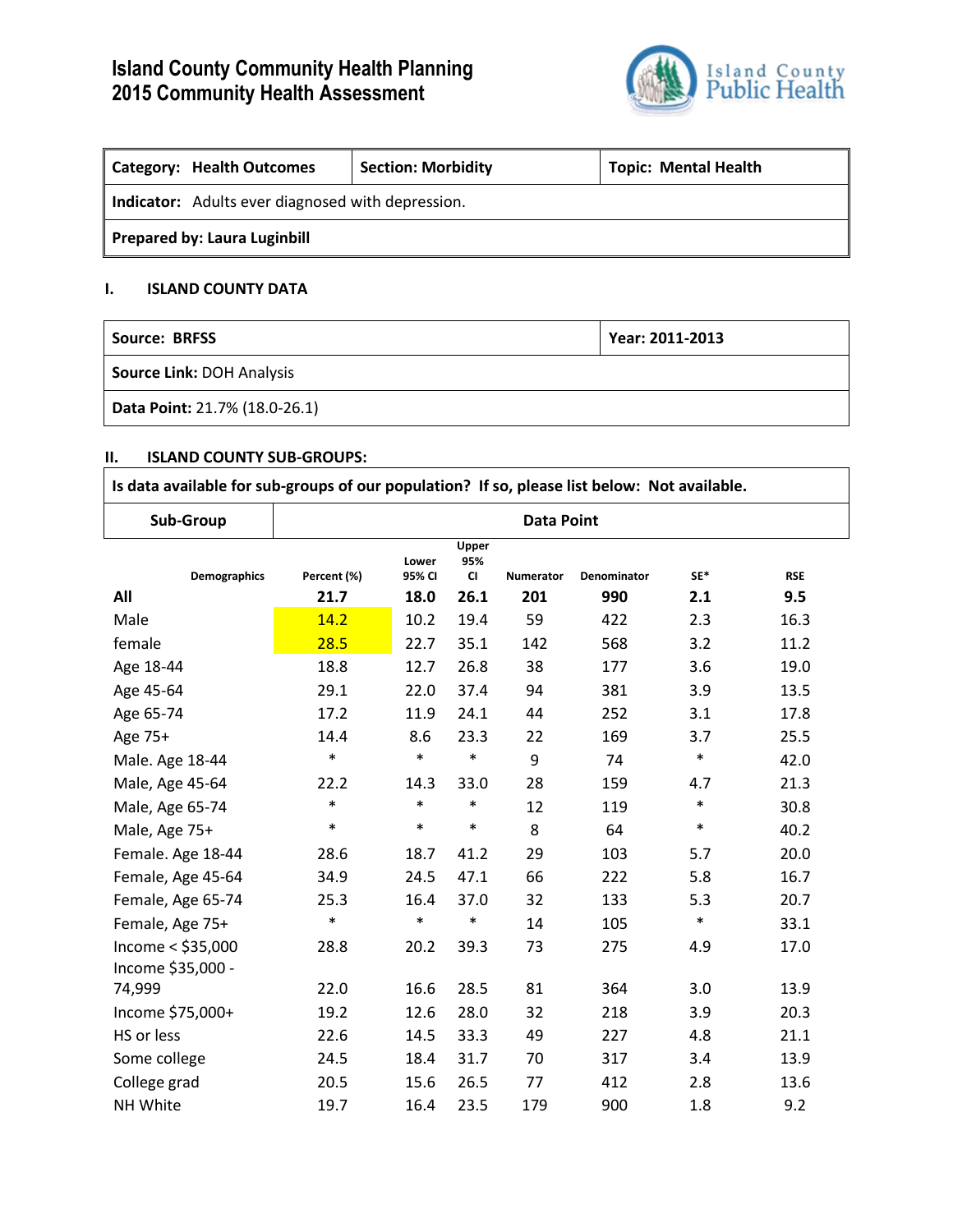# Island County Community Health Planning
# 2015 Community Health Assessment

Island County Public Health

| Category: Health Outcomes | Section: Morbidity | Topic: Mental Health |
|---|---|---|
| **Indicator:** Adults ever diagnosed with depression. | | |
| **Prepared by: Laura Luginbill** | | |

## I. ISLAND COUNTY DATA

| Source: BRFSS | Year: 2011-2013 |
|---|---|
| **Source Link:** DOH Analysis | |
| **Data Point:** 21.7% (18.0-26.1) | |

## II. ISLAND COUNTY SUB-GROUPS:

**Is data available for sub-groups of our population? If so, please list below: Not available.**

| Demographics | Percent (%) | Lower 95% CI | Upper 95% CI | Numerator | Denominator | SE* | RSE |
|---|---|---|---|---|---|---|---|
| **All** | **21.7** | **18.0** | **26.1** | **201** | **990** | **2.1** | **9.5** |
| Male | 14.2 | 10.2 | 19.4 | 59 | 422 | 2.3 | 16.3 |
| female | 28.5 | 22.7 | 35.1 | 142 | 568 | 3.2 | 11.2 |
| Age 18-44 | 18.8 | 12.7 | 26.8 | 38 | 177 | 3.6 | 19.0 |
| Age 45-64 | 29.1 | 22.0 | 37.4 | 94 | 381 | 3.9 | 13.5 |
| Age 65-74 | 17.2 | 11.9 | 24.1 | 44 | 252 | 3.1 | 17.8 |
| Age 75+ | 14.4 | 8.6 | 23.3 | 22 | 169 | 3.7 | 25.5 |
| Male. Age 18-44 | * | * | * | 9 | 74 | * | 42.0 |
| Male, Age 45-64 | 22.2 | 14.3 | 33.0 | 28 | 159 | 4.7 | 21.3 |
| Male, Age 65-74 | * | * | * | 12 | 119 | * | 30.8 |
| Male, Age 75+ | * | * | * | 8 | 64 | * | 40.2 |
| Female. Age 18-44 | 28.6 | 18.7 | 41.2 | 29 | 103 | 5.7 | 20.0 |
| Female, Age 45-64 | 34.9 | 24.5 | 47.1 | 66 | 222 | 5.8 | 16.7 |
| Female, Age 65-74 | 25.3 | 16.4 | 37.0 | 32 | 133 | 5.3 | 20.7 |
| Female, Age 75+ | * | * | * | 14 | 105 | * | 33.1 |
| Income < $35,000 | 28.8 | 20.2 | 39.3 | 73 | 275 | 4.9 | 17.0 |
| Income $35,000 - 74,999 | 22.0 | 16.6 | 28.5 | 81 | 364 | 3.0 | 13.9 |
| Income $75,000+ | 19.2 | 12.6 | 28.0 | 32 | 218 | 3.9 | 20.3 |
| HS or less | 22.6 | 14.5 | 33.3 | 49 | 227 | 4.8 | 21.1 |
| Some college | 24.5 | 18.4 | 31.7 | 70 | 317 | 3.4 | 13.9 |
| College grad | 20.5 | 15.6 | 26.5 | 77 | 412 | 2.8 | 13.6 |
| NH White | 19.7 | 16.4 | 23.5 | 179 | 900 | 1.8 | 9.2 |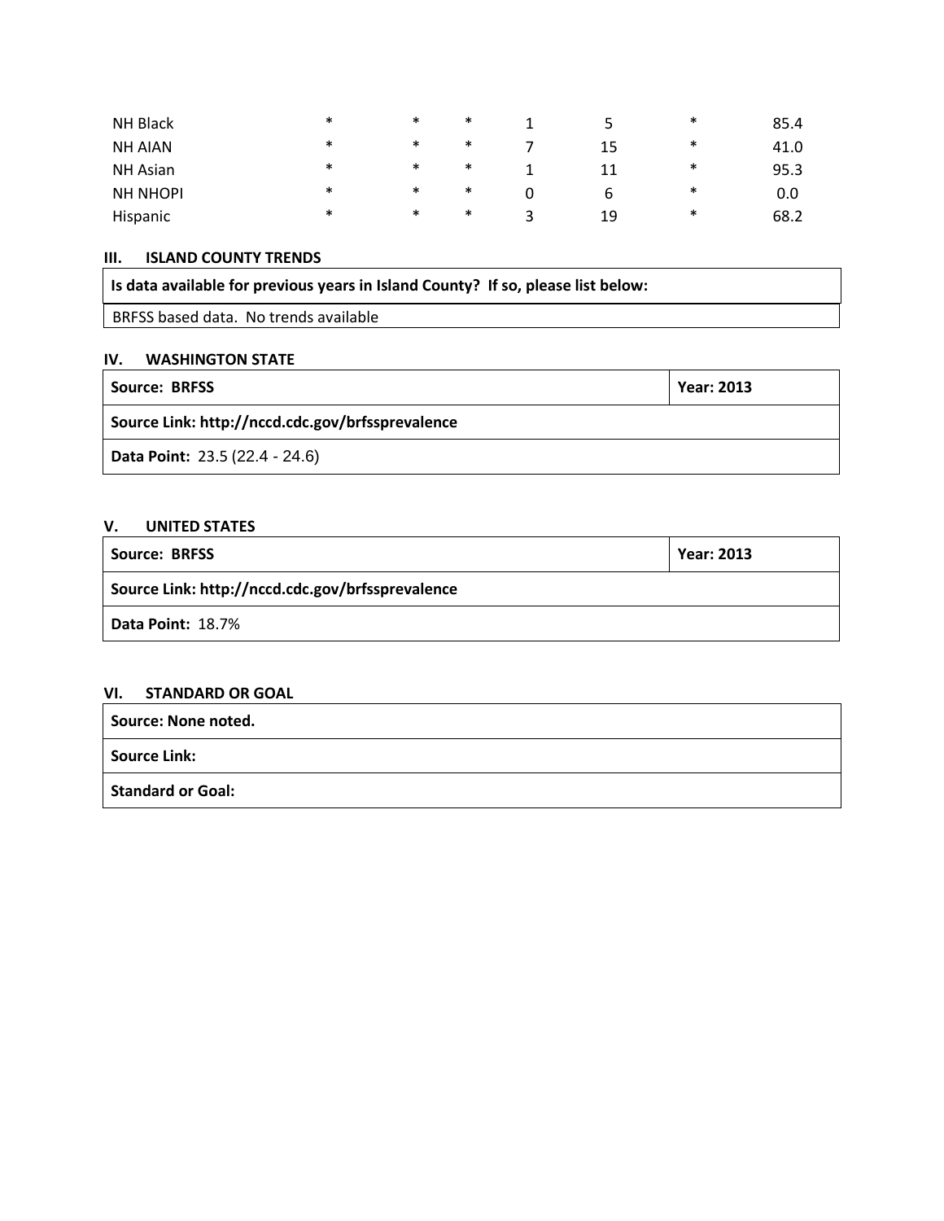| | | | | | | | |
|---|---|---|---|---|---|---|---|
| NH Black | * | * | * | 1 | 5 | * | 85.4 |
| NH AIAN | * | * | * | 7 | 15 | * | 41.0 |
| NH Asian | * | * | * | 1 | 11 | * | 95.3 |
| NH NHOPI | * | * | * | 0 | 6 | * | 0.0 |
| Hispanic | * | * | * | 3 | 19 | * | 68.2 |

### III. ISLAND COUNTY TRENDS

| **Is data available for previous years in Island County? If so, please list below:** |
|---|
| BRFSS based data. No trends available |

### IV. WASHINGTON STATE

| **Source: BRFSS** | **Year: 2013** |
|---|---|
| **Source Link: http://nccd.cdc.gov/brfssprevalence** | |
| **Data Point:** 23.5 (22.4 - 24.6) | |

### V. UNITED STATES

| **Source: BRFSS** | **Year: 2013** |
|---|---|
| **Source Link: http://nccd.cdc.gov/brfssprevalence** | |
| **Data Point:** 18.7% | |

### VI. STANDARD OR GOAL

| **Source: None noted.** |
|---|
| **Source Link:** |
| **Standard or Goal:** |